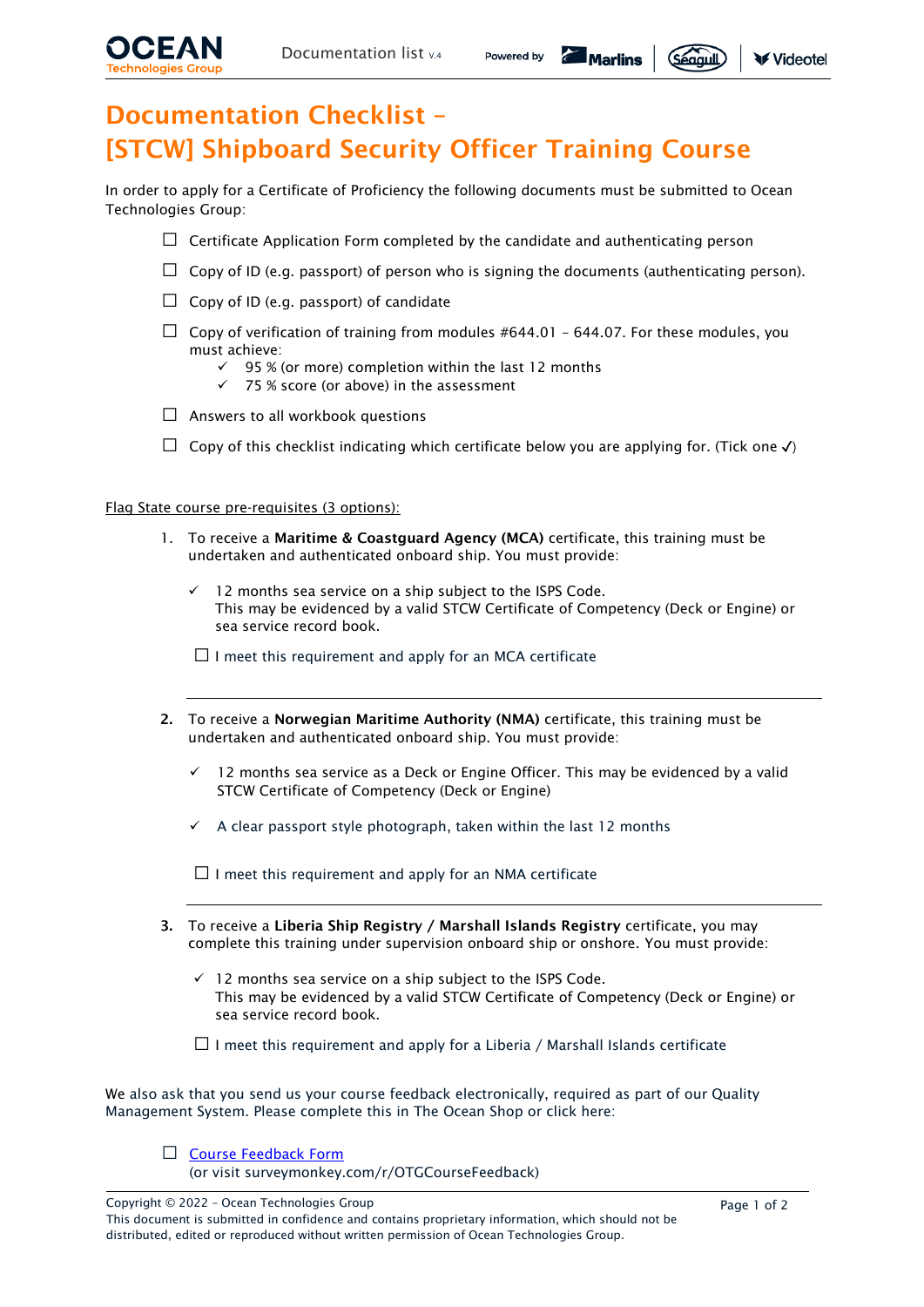# Documentation Checklist – [STCW] Shipboard Security Officer Training Course

In order to apply for a Certificate of Proficiency the following documents must be submitted to Ocean Technologies Group:

- ☐ Certificate Application Form completed by the candidate and authenticating person
- ☐ Copy of ID (e.g. passport) of person who is signing the documents (authenticating person).
- ☐ Copy of ID (e.g. passport) of candidate
- ☐ Copy of verification of training from modules #644.01 – 644.07. For these modules, you must achieve:
  - ✓ 95 % (or more) completion within the last 12 months
  - ✓ 75 % score (or above) in the assessment
- ☐ Answers to all workbook questions
- ☐ Copy of this checklist indicating which certificate below you are applying for. (Tick one ✓)

Flag State course pre-requisites (3 options):

1. To receive a **Maritime & Coastguard Agency (MCA)** certificate, this training must be undertaken and authenticated onboard ship. You must provide:

   - ✓ 12 months sea service on a ship subject to the ISPS Code.
     This may be evidenced by a valid STCW Certificate of Competency (Deck or Engine) or sea service record book.

   ☐ I meet this requirement and apply for an MCA certificate

---

2. To receive a **Norwegian Maritime Authority (NMA)** certificate, this training must be undertaken and authenticated onboard ship. You must provide:

   - ✓ 12 months sea service as a Deck or Engine Officer. This may be evidenced by a valid STCW Certificate of Competency (Deck or Engine)
   - ✓ A clear passport style photograph, taken within the last 12 months

   ☐ I meet this requirement and apply for an NMA certificate

---

3. To receive a **Liberia Ship Registry / Marshall Islands Registry** certificate, you may complete this training under supervision onboard ship or onshore. You must provide:

   - ✓ 12 months sea service on a ship subject to the ISPS Code.
     This may be evidenced by a valid STCW Certificate of Competency (Deck or Engine) or sea service record book.

   ☐ I meet this requirement and apply for a Liberia / Marshall Islands certificate

We also ask that you send us your course feedback electronically, required as part of our Quality Management System. Please complete this in The Ocean Shop or click here:

- ☐ Course Feedback Form
  (or visit surveymonkey.com/r/OTGCourseFeedback)

Copyright © 2022 – Ocean Technologies Group
This document is submitted in confidence and contains proprietary information, which should not be distributed, edited or reproduced without written permission of Ocean Technologies Group.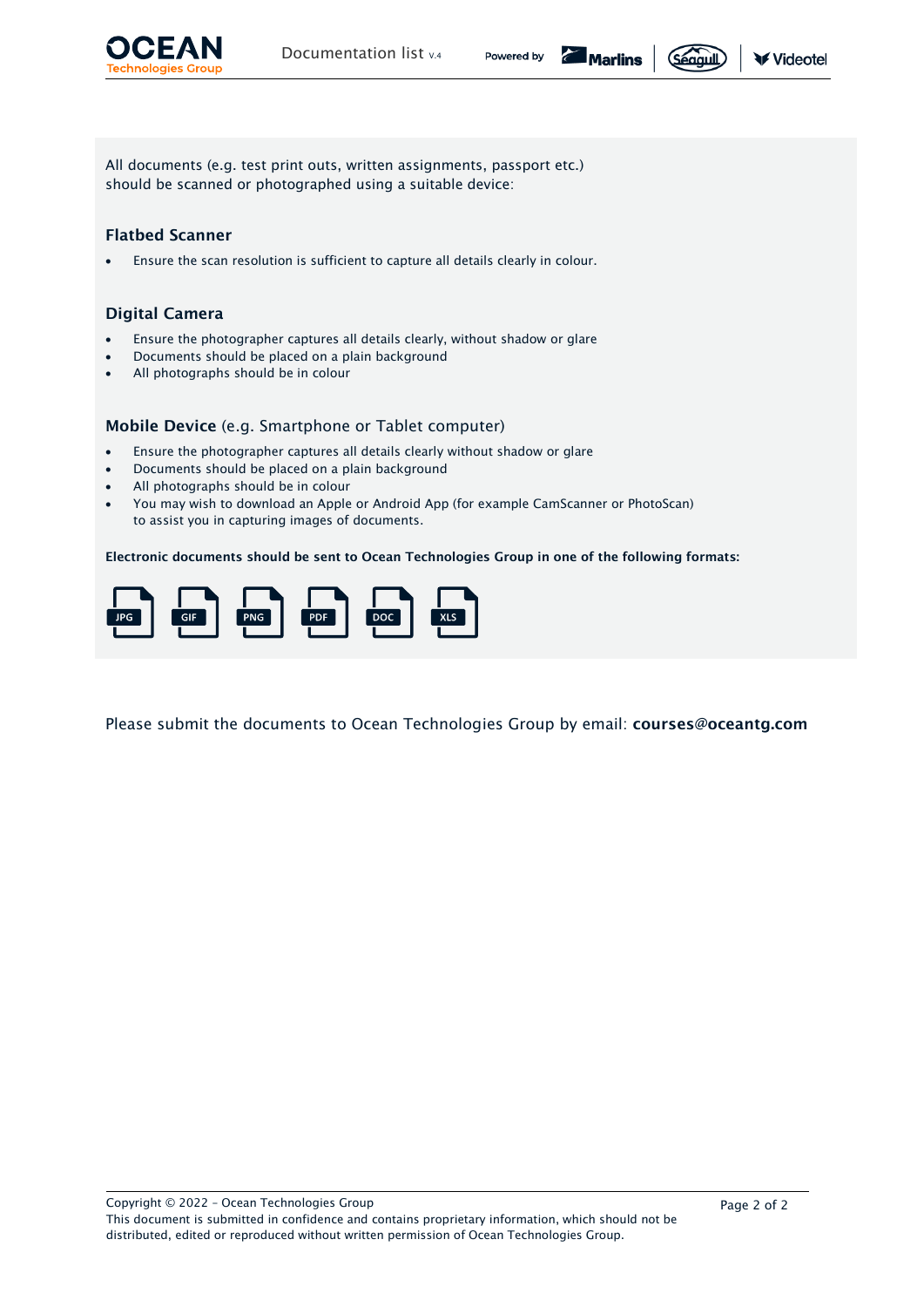All documents (e.g. test print outs, written assignments, passport etc.) should be scanned or photographed using a suitable device:

### Flatbed Scanner

- Ensure the scan resolution is sufficient to capture all details clearly in colour.

### Digital Camera

- Ensure the photographer captures all details clearly, without shadow or glare
- Documents should be placed on a plain background
- All photographs should be in colour

### Mobile Device (e.g. Smartphone or Tablet computer)

- Ensure the photographer captures all details clearly without shadow or glare
- Documents should be placed on a plain background
- All photographs should be in colour
- You may wish to download an Apple or Android App (for example CamScanner or PhotoScan) to assist you in capturing images of documents.

**Electronic documents should be sent to Ocean Technologies Group in one of the following formats:**

JPG GIF PNG PDF DOC XLS

Please submit the documents to Ocean Technologies Group by email: **courses@oceantg.com**

Copyright © 2022 – Ocean Technologies Group
This document is submitted in confidence and contains proprietary information, which should not be distributed, edited or reproduced without written permission of Ocean Technologies Group.